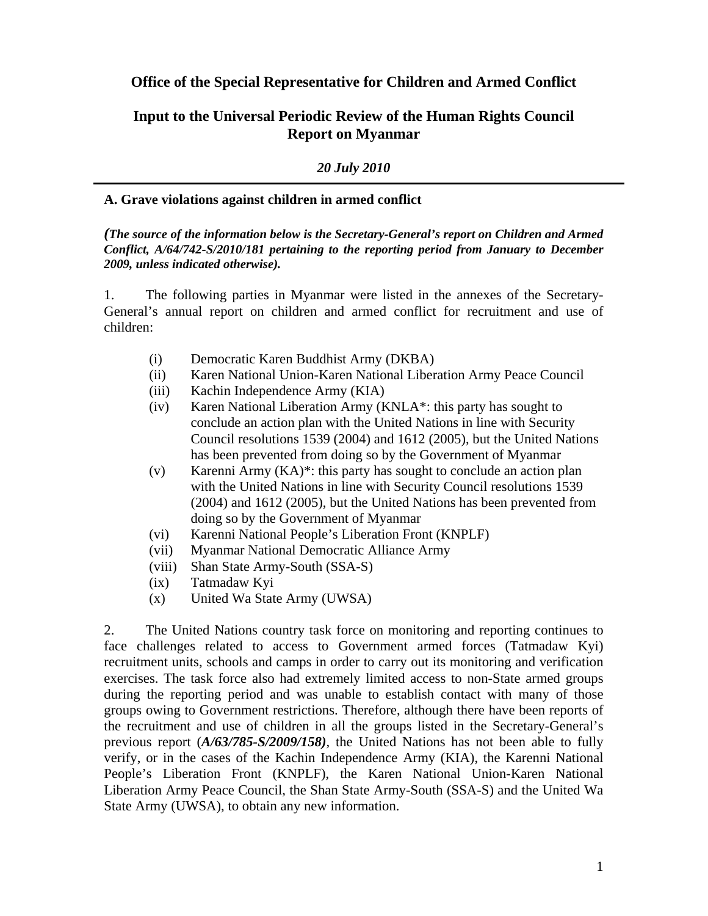# Office of the Special Representative for Children and Armed Conflict

## Input to the Universal Periodic Review of the Human Rights Council Report on Myanmar

*20 July 2010*

---

### A. Grave violations against children in armed conflict

***(The source of the information below is the Secretary-General's report on Children and Armed Conflict, A/64/742-S/2010/181 pertaining to the reporting period from January to December 2009, unless indicated otherwise).***

1. The following parties in Myanmar were listed in the annexes of the Secretary-General's annual report on children and armed conflict for recruitment and use of children:

   (i) Democratic Karen Buddhist Army (DKBA)
   (ii) Karen National Union-Karen National Liberation Army Peace Council
   (iii) Kachin Independence Army (KIA)
   (iv) Karen National Liberation Army (KNLA*: this party has sought to conclude an action plan with the United Nations in line with Security Council resolutions 1539 (2004) and 1612 (2005), but the United Nations has been prevented from doing so by the Government of Myanmar
   (v) Karenni Army (KA)*: this party has sought to conclude an action plan with the United Nations in line with Security Council resolutions 1539 (2004) and 1612 (2005), but the United Nations has been prevented from doing so by the Government of Myanmar
   (vi) Karenni National People's Liberation Front (KNPLF)
   (vii) Myanmar National Democratic Alliance Army
   (viii) Shan State Army-South (SSA-S)
   (ix) Tatmadaw Kyi
   (x) United Wa State Army (UWSA)

2. The United Nations country task force on monitoring and reporting continues to face challenges related to access to Government armed forces (Tatmadaw Kyi) recruitment units, schools and camps in order to carry out its monitoring and verification exercises. The task force also had extremely limited access to non-State armed groups during the reporting period and was unable to establish contact with many of those groups owing to Government restrictions. Therefore, although there have been reports of the recruitment and use of children in all the groups listed in the Secretary-General's previous report (***A/63/785-S/2009/158)***, the United Nations has not been able to fully verify, or in the cases of the Kachin Independence Army (KIA), the Karenni National People's Liberation Front (KNPLF), the Karen National Union-Karen National Liberation Army Peace Council, the Shan State Army-South (SSA-S) and the United Wa State Army (UWSA), to obtain any new information.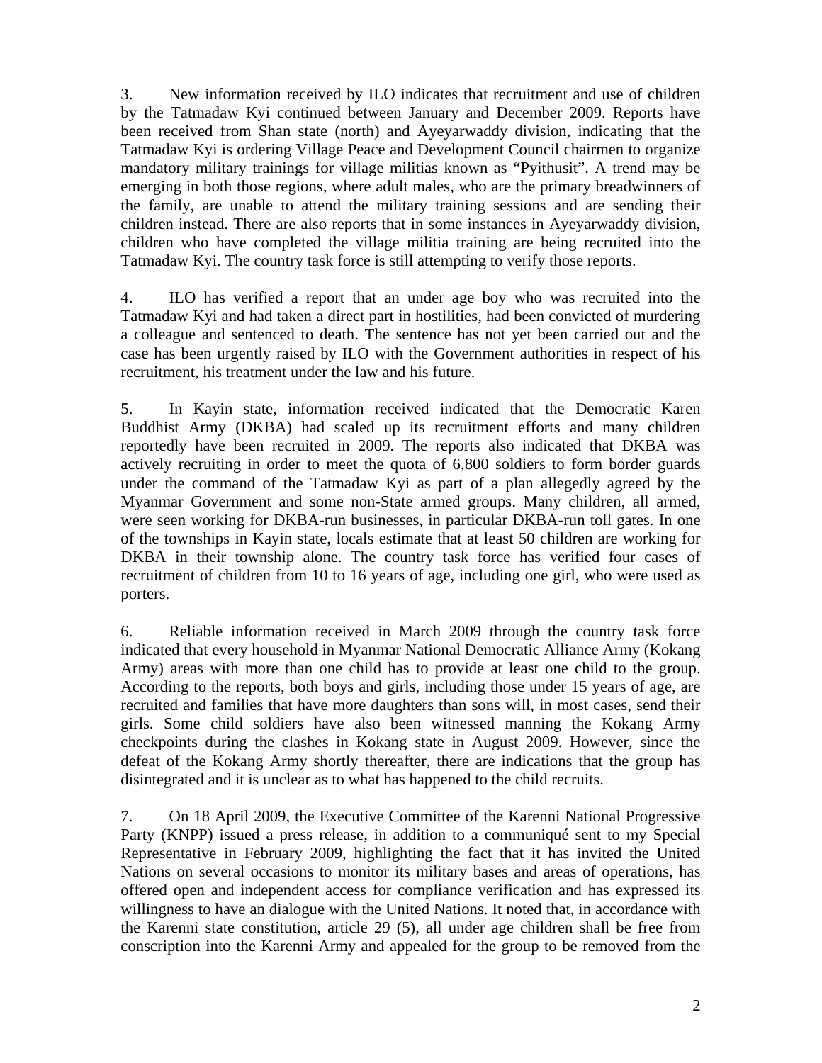3. New information received by ILO indicates that recruitment and use of children by the Tatmadaw Kyi continued between January and December 2009. Reports have been received from Shan state (north) and Ayeyarwaddy division, indicating that the Tatmadaw Kyi is ordering Village Peace and Development Council chairmen to organize mandatory military trainings for village militias known as "Pyithusit". A trend may be emerging in both those regions, where adult males, who are the primary breadwinners of the family, are unable to attend the military training sessions and are sending their children instead. There are also reports that in some instances in Ayeyarwaddy division, children who have completed the village militia training are being recruited into the Tatmadaw Kyi. The country task force is still attempting to verify those reports.

4. ILO has verified a report that an under age boy who was recruited into the Tatmadaw Kyi and had taken a direct part in hostilities, had been convicted of murdering a colleague and sentenced to death. The sentence has not yet been carried out and the case has been urgently raised by ILO with the Government authorities in respect of his recruitment, his treatment under the law and his future.

5. In Kayin state, information received indicated that the Democratic Karen Buddhist Army (DKBA) had scaled up its recruitment efforts and many children reportedly have been recruited in 2009. The reports also indicated that DKBA was actively recruiting in order to meet the quota of 6,800 soldiers to form border guards under the command of the Tatmadaw Kyi as part of a plan allegedly agreed by the Myanmar Government and some non-State armed groups. Many children, all armed, were seen working for DKBA-run businesses, in particular DKBA-run toll gates. In one of the townships in Kayin state, locals estimate that at least 50 children are working for DKBA in their township alone. The country task force has verified four cases of recruitment of children from 10 to 16 years of age, including one girl, who were used as porters.

6. Reliable information received in March 2009 through the country task force indicated that every household in Myanmar National Democratic Alliance Army (Kokang Army) areas with more than one child has to provide at least one child to the group. According to the reports, both boys and girls, including those under 15 years of age, are recruited and families that have more daughters than sons will, in most cases, send their girls. Some child soldiers have also been witnessed manning the Kokang Army checkpoints during the clashes in Kokang state in August 2009. However, since the defeat of the Kokang Army shortly thereafter, there are indications that the group has disintegrated and it is unclear as to what has happened to the child recruits.

7. On 18 April 2009, the Executive Committee of the Karenni National Progressive Party (KNPP) issued a press release, in addition to a communiqué sent to my Special Representative in February 2009, highlighting the fact that it has invited the United Nations on several occasions to monitor its military bases and areas of operations, has offered open and independent access for compliance verification and has expressed its willingness to have an dialogue with the United Nations. It noted that, in accordance with the Karenni state constitution, article 29 (5), all under age children shall be free from conscription into the Karenni Army and appealed for the group to be removed from the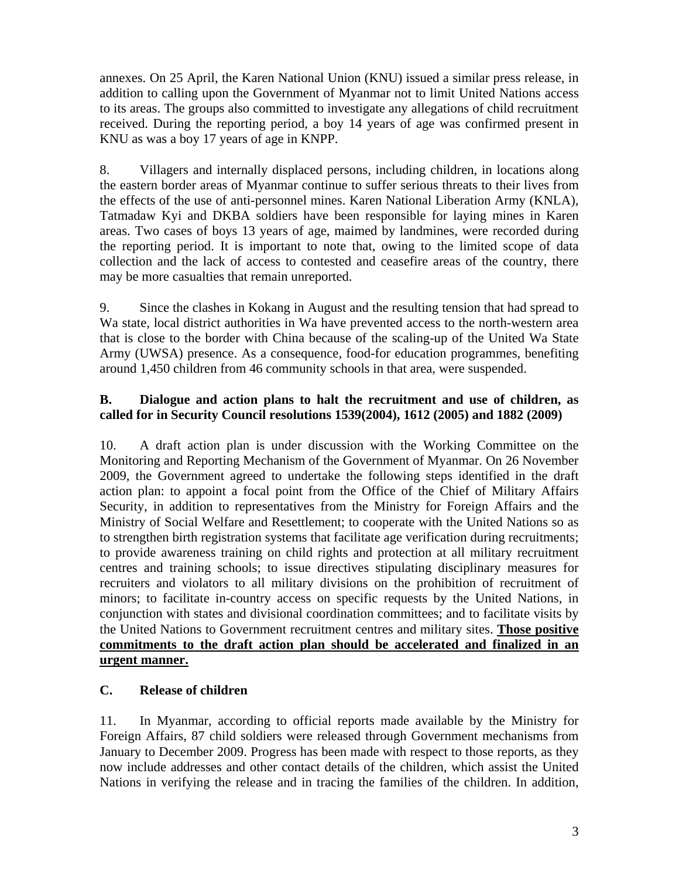annexes. On 25 April, the Karen National Union (KNU) issued a similar press release, in addition to calling upon the Government of Myanmar not to limit United Nations access to its areas. The groups also committed to investigate any allegations of child recruitment received. During the reporting period, a boy 14 years of age was confirmed present in KNU as was a boy 17 years of age in KNPP.

8. Villagers and internally displaced persons, including children, in locations along the eastern border areas of Myanmar continue to suffer serious threats to their lives from the effects of the use of anti-personnel mines. Karen National Liberation Army (KNLA), Tatmadaw Kyi and DKBA soldiers have been responsible for laying mines in Karen areas. Two cases of boys 13 years of age, maimed by landmines, were recorded during the reporting period. It is important to note that, owing to the limited scope of data collection and the lack of access to contested and ceasefire areas of the country, there may be more casualties that remain unreported.

9. Since the clashes in Kokang in August and the resulting tension that had spread to Wa state, local district authorities in Wa have prevented access to the north-western area that is close to the border with China because of the scaling-up of the United Wa State Army (UWSA) presence. As a consequence, food-for education programmes, benefiting around 1,450 children from 46 community schools in that area, were suspended.

### B. Dialogue and action plans to halt the recruitment and use of children, as called for in Security Council resolutions 1539(2004), 1612 (2005) and 1882 (2009)

10. A draft action plan is under discussion with the Working Committee on the Monitoring and Reporting Mechanism of the Government of Myanmar. On 26 November 2009, the Government agreed to undertake the following steps identified in the draft action plan: to appoint a focal point from the Office of the Chief of Military Affairs Security, in addition to representatives from the Ministry for Foreign Affairs and the Ministry of Social Welfare and Resettlement; to cooperate with the United Nations so as to strengthen birth registration systems that facilitate age verification during recruitments; to provide awareness training on child rights and protection at all military recruitment centres and training schools; to issue directives stipulating disciplinary measures for recruiters and violators to all military divisions on the prohibition of recruitment of minors; to facilitate in-country access on specific requests by the United Nations, in conjunction with states and divisional coordination committees; and to facilitate visits by the United Nations to Government recruitment centres and military sites. **Those positive commitments to the draft action plan should be accelerated and finalized in an urgent manner.**

### C. Release of children

11. In Myanmar, according to official reports made available by the Ministry for Foreign Affairs, 87 child soldiers were released through Government mechanisms from January to December 2009. Progress has been made with respect to those reports, as they now include addresses and other contact details of the children, which assist the United Nations in verifying the release and in tracing the families of the children. In addition,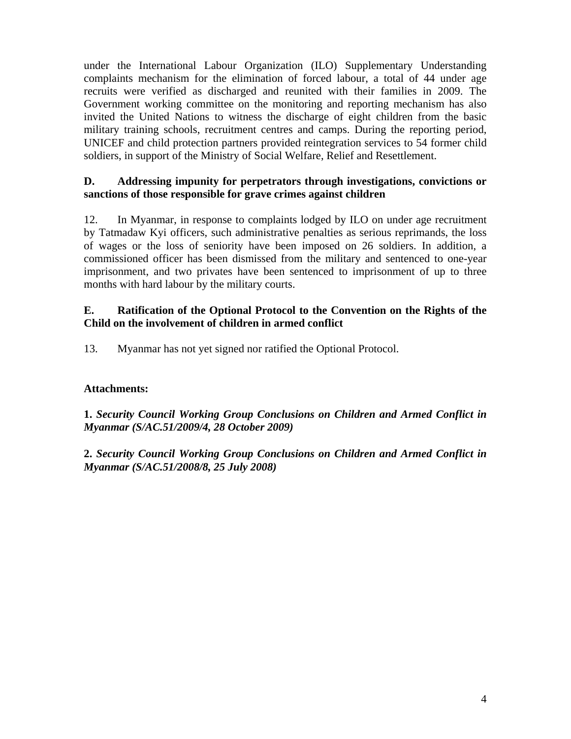under the International Labour Organization (ILO) Supplementary Understanding complaints mechanism for the elimination of forced labour, a total of 44 under age recruits were verified as discharged and reunited with their families in 2009. The Government working committee on the monitoring and reporting mechanism has also invited the United Nations to witness the discharge of eight children from the basic military training schools, recruitment centres and camps. During the reporting period, UNICEF and child protection partners provided reintegration services to 54 former child soldiers, in support of the Ministry of Social Welfare, Relief and Resettlement.

### D. Addressing impunity for perpetrators through investigations, convictions or sanctions of those responsible for grave crimes against children

12. In Myanmar, in response to complaints lodged by ILO on under age recruitment by Tatmadaw Kyi officers, such administrative penalties as serious reprimands, the loss of wages or the loss of seniority have been imposed on 26 soldiers. In addition, a commissioned officer has been dismissed from the military and sentenced to one-year imprisonment, and two privates have been sentenced to imprisonment of up to three months with hard labour by the military courts.

### E. Ratification of the Optional Protocol to the Convention on the Rights of the Child on the involvement of children in armed conflict

13. Myanmar has not yet signed nor ratified the Optional Protocol.

**Attachments:**

**1.** ***Security Council Working Group Conclusions on Children and Armed Conflict in Myanmar (S/AC.51/2009/4, 28 October 2009)***

**2.** ***Security Council Working Group Conclusions on Children and Armed Conflict in Myanmar (S/AC.51/2008/8, 25 July 2008)***